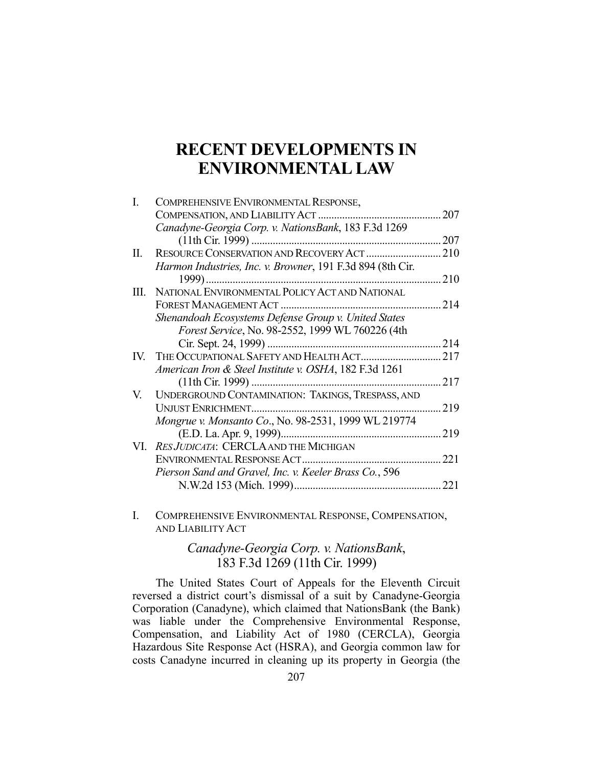# RECENT DEVELOPMENTS IN ENVIRONMENTAL LAW

| | | |
|---|---|---|
| I. | COMPREHENSIVE ENVIRONMENTAL RESPONSE, COMPENSATION, AND LIABILITY ACT | 207 |
| | *Canadyne-Georgia Corp. v. NationsBank*, 183 F.3d 1269 (11th Cir. 1999) | 207 |
| II. | RESOURCE CONSERVATION AND RECOVERY ACT | 210 |
| | *Harmon Industries, Inc. v. Browner*, 191 F.3d 894 (8th Cir. 1999) | 210 |
| III. | NATIONAL ENVIRONMENTAL POLICY ACT AND NATIONAL FOREST MANAGEMENT ACT | 214 |
| | *Shenandoah Ecosystems Defense Group v. United States Forest Service*, No. 98-2552, 1999 WL 760226 (4th Cir. Sept. 24, 1999) | 214 |
| IV. | THE OCCUPATIONAL SAFETY AND HEALTH ACT | 217 |
| | *American Iron & Steel Institute v. OSHA*, 182 F.3d 1261 (11th Cir. 1999) | 217 |
| V. | UNDERGROUND CONTAMINATION: TAKINGS, TRESPASS, AND UNJUST ENRICHMENT | 219 |
| | *Mongrue v. Monsanto Co*., No. 98-2531, 1999 WL 219774 (E.D. La. Apr. 9, 1999) | 219 |
| VI. | *RES JUDICATA*: CERCLA AND THE MICHIGAN ENVIRONMENTAL RESPONSE ACT | 221 |
| | *Pierson Sand and Gravel, Inc. v. Keeler Brass Co.*, 596 N.W.2d 153 (Mich. 1999) | 221 |

## I. COMPREHENSIVE ENVIRONMENTAL RESPONSE, COMPENSATION, AND LIABILITY ACT

### *Canadyne-Georgia Corp. v. NationsBank*, 183 F.3d 1269 (11th Cir. 1999)

The United States Court of Appeals for the Eleventh Circuit reversed a district court's dismissal of a suit by Canadyne-Georgia Corporation (Canadyne), which claimed that NationsBank (the Bank) was liable under the Comprehensive Environmental Response, Compensation, and Liability Act of 1980 (CERCLA), Georgia Hazardous Site Response Act (HSRA), and Georgia common law for costs Canadyne incurred in cleaning up its property in Georgia (the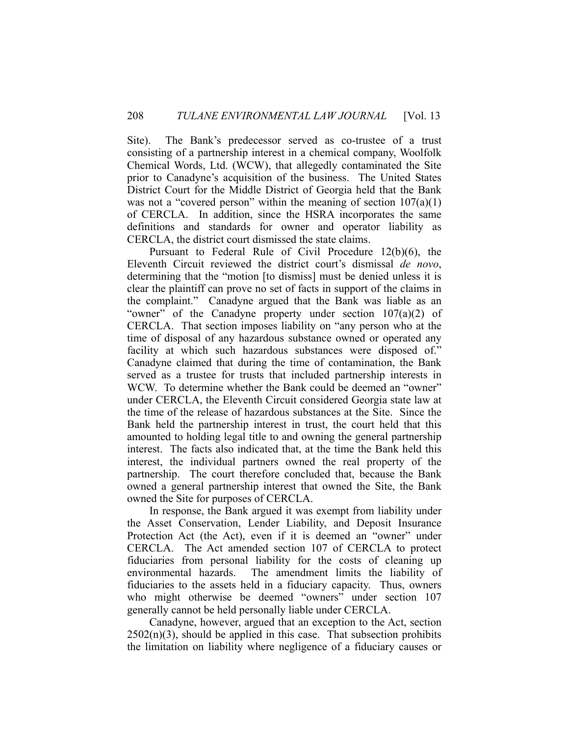Site). The Bank's predecessor served as co-trustee of a trust consisting of a partnership interest in a chemical company, Woolfolk Chemical Words, Ltd. (WCW), that allegedly contaminated the Site prior to Canadyne's acquisition of the business. The United States District Court for the Middle District of Georgia held that the Bank was not a "covered person" within the meaning of section 107(a)(1) of CERCLA. In addition, since the HSRA incorporates the same definitions and standards for owner and operator liability as CERCLA, the district court dismissed the state claims.

Pursuant to Federal Rule of Civil Procedure 12(b)(6), the Eleventh Circuit reviewed the district court's dismissal *de novo*, determining that the "motion [to dismiss] must be denied unless it is clear the plaintiff can prove no set of facts in support of the claims in the complaint." Canadyne argued that the Bank was liable as an "owner" of the Canadyne property under section 107(a)(2) of CERCLA. That section imposes liability on "any person who at the time of disposal of any hazardous substance owned or operated any facility at which such hazardous substances were disposed of." Canadyne claimed that during the time of contamination, the Bank served as a trustee for trusts that included partnership interests in WCW. To determine whether the Bank could be deemed an "owner" under CERCLA, the Eleventh Circuit considered Georgia state law at the time of the release of hazardous substances at the Site. Since the Bank held the partnership interest in trust, the court held that this amounted to holding legal title to and owning the general partnership interest. The facts also indicated that, at the time the Bank held this interest, the individual partners owned the real property of the partnership. The court therefore concluded that, because the Bank owned a general partnership interest that owned the Site, the Bank owned the Site for purposes of CERCLA.

In response, the Bank argued it was exempt from liability under the Asset Conservation, Lender Liability, and Deposit Insurance Protection Act (the Act), even if it is deemed an "owner" under CERCLA. The Act amended section 107 of CERCLA to protect fiduciaries from personal liability for the costs of cleaning up environmental hazards. The amendment limits the liability of fiduciaries to the assets held in a fiduciary capacity. Thus, owners who might otherwise be deemed "owners" under section 107 generally cannot be held personally liable under CERCLA.

Canadyne, however, argued that an exception to the Act, section 2502(n)(3), should be applied in this case. That subsection prohibits the limitation on liability where negligence of a fiduciary causes or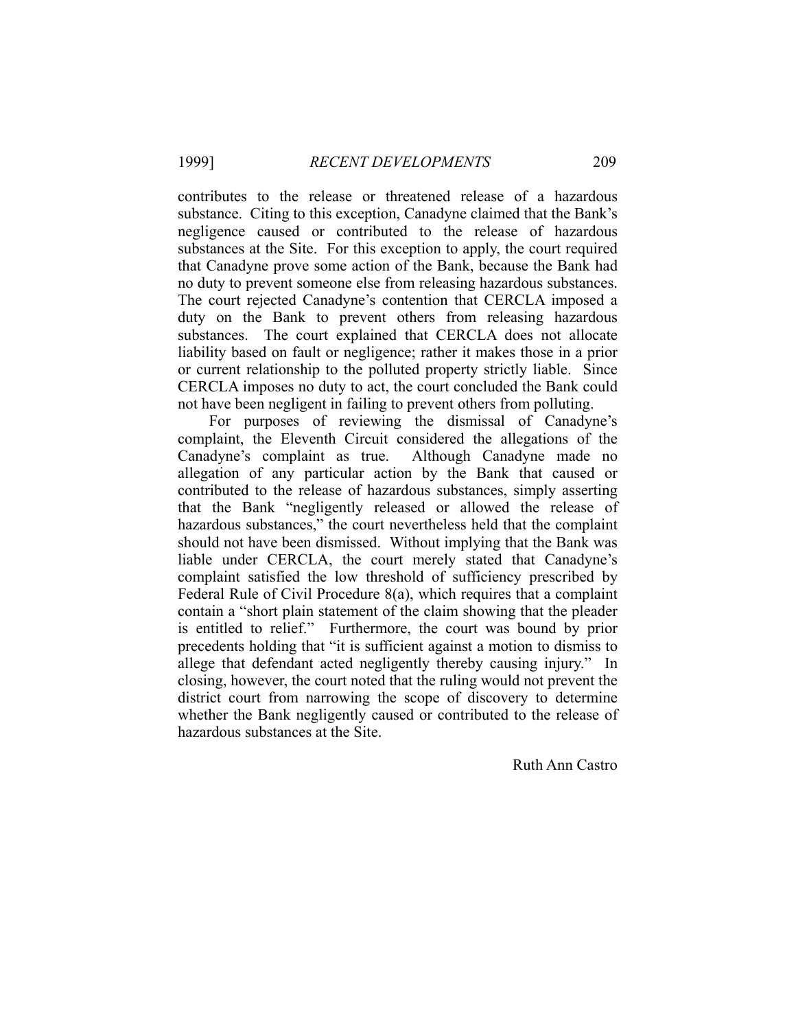contributes to the release or threatened release of a hazardous substance. Citing to this exception, Canadyne claimed that the Bank's negligence caused or contributed to the release of hazardous substances at the Site. For this exception to apply, the court required that Canadyne prove some action of the Bank, because the Bank had no duty to prevent someone else from releasing hazardous substances. The court rejected Canadyne's contention that CERCLA imposed a duty on the Bank to prevent others from releasing hazardous substances. The court explained that CERCLA does not allocate liability based on fault or negligence; rather it makes those in a prior or current relationship to the polluted property strictly liable. Since CERCLA imposes no duty to act, the court concluded the Bank could not have been negligent in failing to prevent others from polluting.

For purposes of reviewing the dismissal of Canadyne's complaint, the Eleventh Circuit considered the allegations of the Canadyne's complaint as true. Although Canadyne made no allegation of any particular action by the Bank that caused or contributed to the release of hazardous substances, simply asserting that the Bank "negligently released or allowed the release of hazardous substances," the court nevertheless held that the complaint should not have been dismissed. Without implying that the Bank was liable under CERCLA, the court merely stated that Canadyne's complaint satisfied the low threshold of sufficiency prescribed by Federal Rule of Civil Procedure 8(a), which requires that a complaint contain a "short plain statement of the claim showing that the pleader is entitled to relief." Furthermore, the court was bound by prior precedents holding that "it is sufficient against a motion to dismiss to allege that defendant acted negligently thereby causing injury." In closing, however, the court noted that the ruling would not prevent the district court from narrowing the scope of discovery to determine whether the Bank negligently caused or contributed to the release of hazardous substances at the Site.

Ruth Ann Castro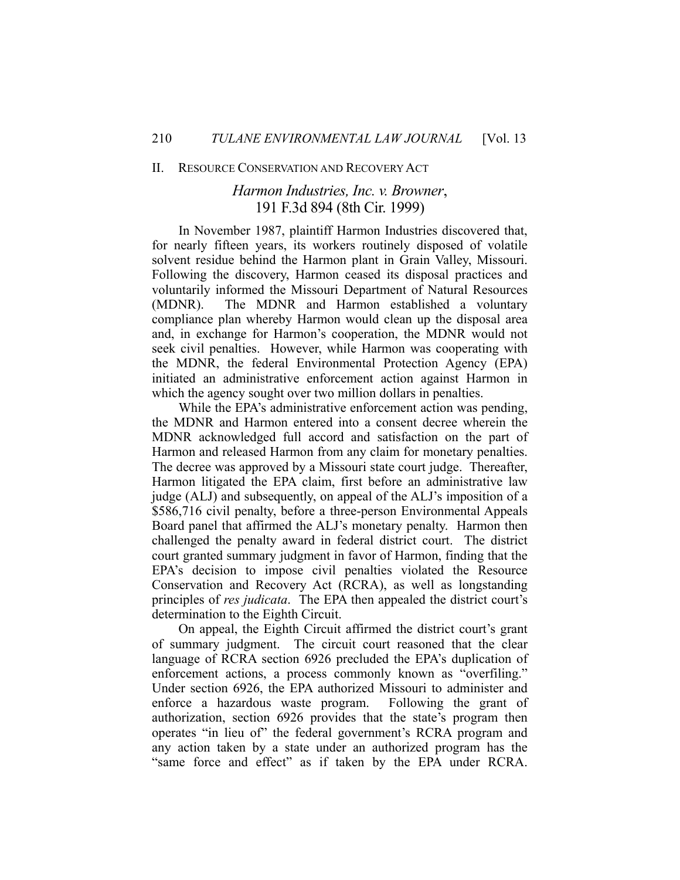## II. RESOURCE CONSERVATION AND RECOVERY ACT

### *Harmon Industries, Inc. v. Browner*, 191 F.3d 894 (8th Cir. 1999)

In November 1987, plaintiff Harmon Industries discovered that, for nearly fifteen years, its workers routinely disposed of volatile solvent residue behind the Harmon plant in Grain Valley, Missouri. Following the discovery, Harmon ceased its disposal practices and voluntarily informed the Missouri Department of Natural Resources (MDNR). The MDNR and Harmon established a voluntary compliance plan whereby Harmon would clean up the disposal area and, in exchange for Harmon's cooperation, the MDNR would not seek civil penalties. However, while Harmon was cooperating with the MDNR, the federal Environmental Protection Agency (EPA) initiated an administrative enforcement action against Harmon in which the agency sought over two million dollars in penalties.

While the EPA's administrative enforcement action was pending, the MDNR and Harmon entered into a consent decree wherein the MDNR acknowledged full accord and satisfaction on the part of Harmon and released Harmon from any claim for monetary penalties. The decree was approved by a Missouri state court judge. Thereafter, Harmon litigated the EPA claim, first before an administrative law judge (ALJ) and subsequently, on appeal of the ALJ's imposition of a \$586,716 civil penalty, before a three-person Environmental Appeals Board panel that affirmed the ALJ's monetary penalty. Harmon then challenged the penalty award in federal district court. The district court granted summary judgment in favor of Harmon, finding that the EPA's decision to impose civil penalties violated the Resource Conservation and Recovery Act (RCRA), as well as longstanding principles of *res judicata*. The EPA then appealed the district court's determination to the Eighth Circuit.

On appeal, the Eighth Circuit affirmed the district court's grant of summary judgment. The circuit court reasoned that the clear language of RCRA section 6926 precluded the EPA's duplication of enforcement actions, a process commonly known as "overfiling." Under section 6926, the EPA authorized Missouri to administer and enforce a hazardous waste program. Following the grant of authorization, section 6926 provides that the state's program then operates "in lieu of" the federal government's RCRA program and any action taken by a state under an authorized program has the "same force and effect" as if taken by the EPA under RCRA.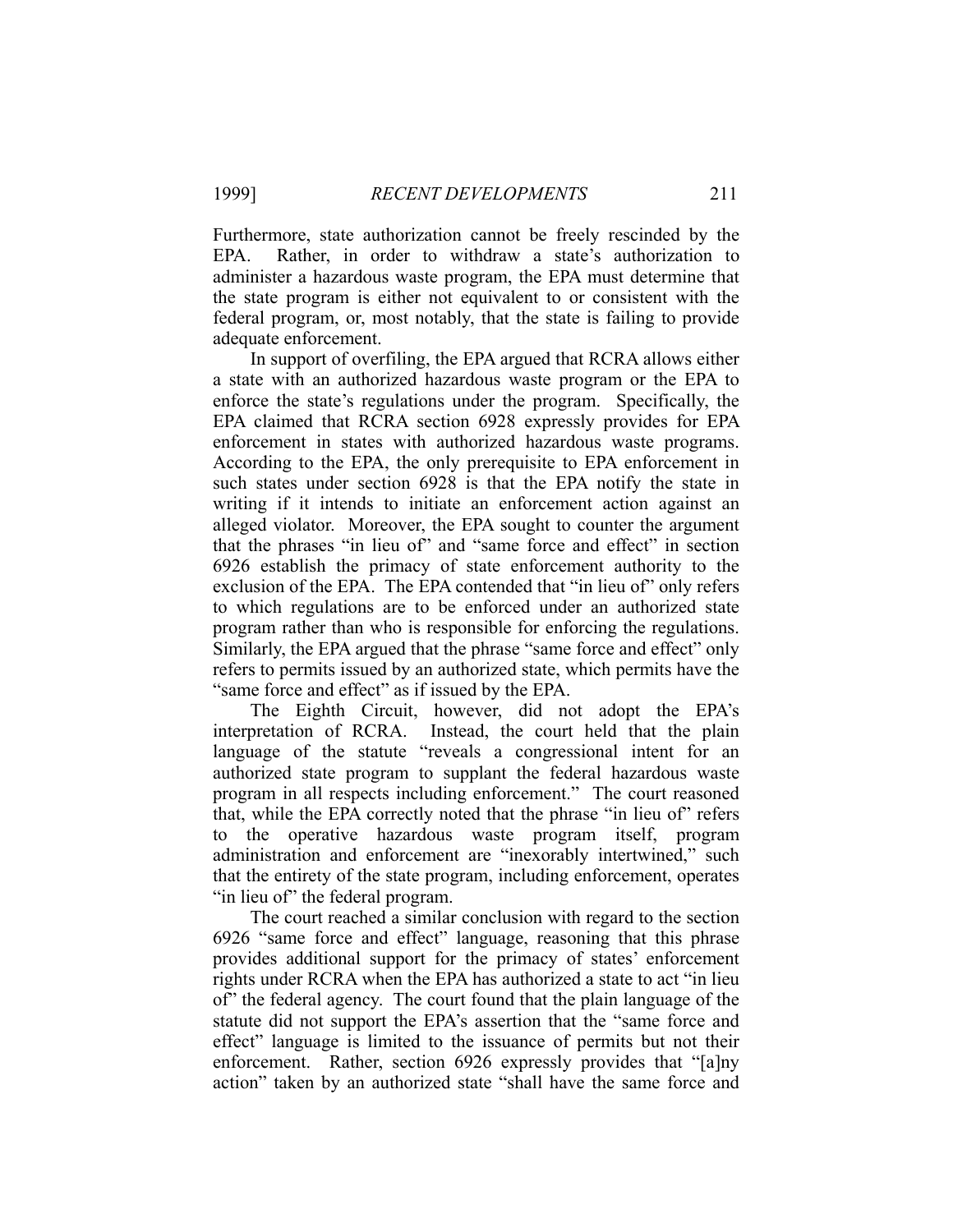Furthermore, state authorization cannot be freely rescinded by the EPA. Rather, in order to withdraw a state's authorization to administer a hazardous waste program, the EPA must determine that the state program is either not equivalent to or consistent with the federal program, or, most notably, that the state is failing to provide adequate enforcement.

In support of overfiling, the EPA argued that RCRA allows either a state with an authorized hazardous waste program or the EPA to enforce the state's regulations under the program. Specifically, the EPA claimed that RCRA section 6928 expressly provides for EPA enforcement in states with authorized hazardous waste programs. According to the EPA, the only prerequisite to EPA enforcement in such states under section 6928 is that the EPA notify the state in writing if it intends to initiate an enforcement action against an alleged violator. Moreover, the EPA sought to counter the argument that the phrases "in lieu of" and "same force and effect" in section 6926 establish the primacy of state enforcement authority to the exclusion of the EPA. The EPA contended that "in lieu of" only refers to which regulations are to be enforced under an authorized state program rather than who is responsible for enforcing the regulations. Similarly, the EPA argued that the phrase "same force and effect" only refers to permits issued by an authorized state, which permits have the "same force and effect" as if issued by the EPA.

The Eighth Circuit, however, did not adopt the EPA's interpretation of RCRA. Instead, the court held that the plain language of the statute "reveals a congressional intent for an authorized state program to supplant the federal hazardous waste program in all respects including enforcement." The court reasoned that, while the EPA correctly noted that the phrase "in lieu of" refers to the operative hazardous waste program itself, program administration and enforcement are "inexorably intertwined," such that the entirety of the state program, including enforcement, operates "in lieu of" the federal program.

The court reached a similar conclusion with regard to the section 6926 "same force and effect" language, reasoning that this phrase provides additional support for the primacy of states' enforcement rights under RCRA when the EPA has authorized a state to act "in lieu of" the federal agency. The court found that the plain language of the statute did not support the EPA's assertion that the "same force and effect" language is limited to the issuance of permits but not their enforcement. Rather, section 6926 expressly provides that "[a]ny action" taken by an authorized state "shall have the same force and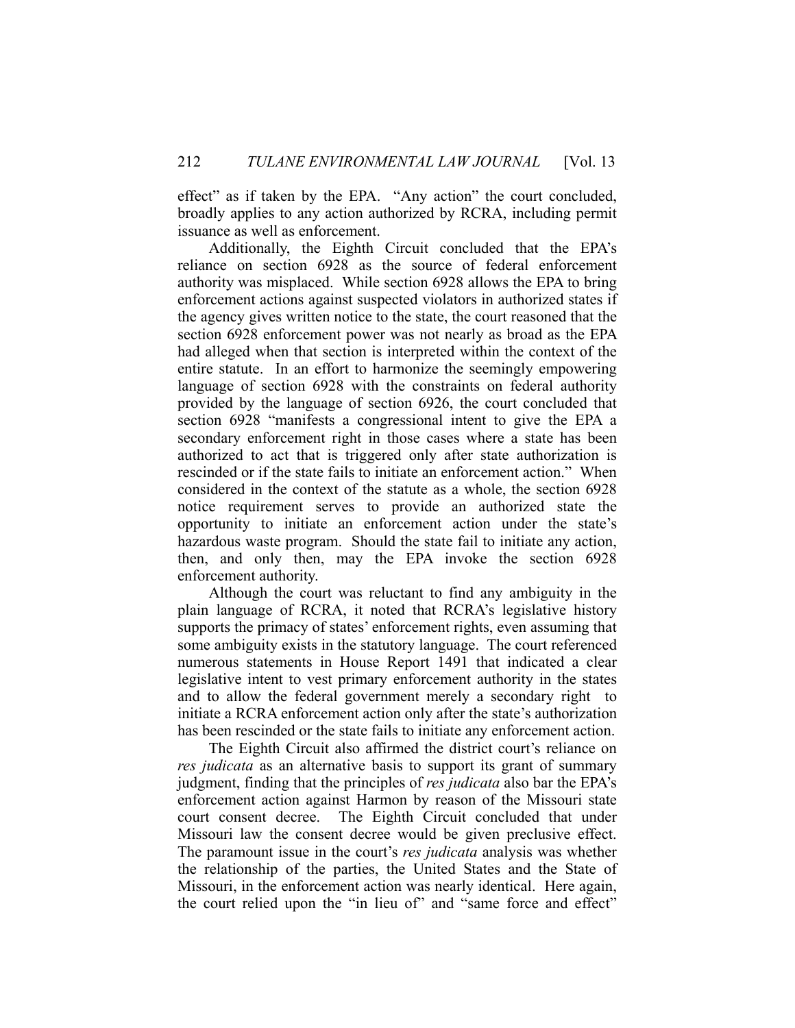effect" as if taken by the EPA. "Any action" the court concluded, broadly applies to any action authorized by RCRA, including permit issuance as well as enforcement.

Additionally, the Eighth Circuit concluded that the EPA's reliance on section 6928 as the source of federal enforcement authority was misplaced. While section 6928 allows the EPA to bring enforcement actions against suspected violators in authorized states if the agency gives written notice to the state, the court reasoned that the section 6928 enforcement power was not nearly as broad as the EPA had alleged when that section is interpreted within the context of the entire statute. In an effort to harmonize the seemingly empowering language of section 6928 with the constraints on federal authority provided by the language of section 6926, the court concluded that section 6928 "manifests a congressional intent to give the EPA a secondary enforcement right in those cases where a state has been authorized to act that is triggered only after state authorization is rescinded or if the state fails to initiate an enforcement action." When considered in the context of the statute as a whole, the section 6928 notice requirement serves to provide an authorized state the opportunity to initiate an enforcement action under the state's hazardous waste program. Should the state fail to initiate any action, then, and only then, may the EPA invoke the section 6928 enforcement authority.

Although the court was reluctant to find any ambiguity in the plain language of RCRA, it noted that RCRA's legislative history supports the primacy of states' enforcement rights, even assuming that some ambiguity exists in the statutory language. The court referenced numerous statements in House Report 1491 that indicated a clear legislative intent to vest primary enforcement authority in the states and to allow the federal government merely a secondary right to initiate a RCRA enforcement action only after the state's authorization has been rescinded or the state fails to initiate any enforcement action.

The Eighth Circuit also affirmed the district court's reliance on *res judicata* as an alternative basis to support its grant of summary judgment, finding that the principles of *res judicata* also bar the EPA's enforcement action against Harmon by reason of the Missouri state court consent decree. The Eighth Circuit concluded that under Missouri law the consent decree would be given preclusive effect. The paramount issue in the court's *res judicata* analysis was whether the relationship of the parties, the United States and the State of Missouri, in the enforcement action was nearly identical. Here again, the court relied upon the "in lieu of" and "same force and effect"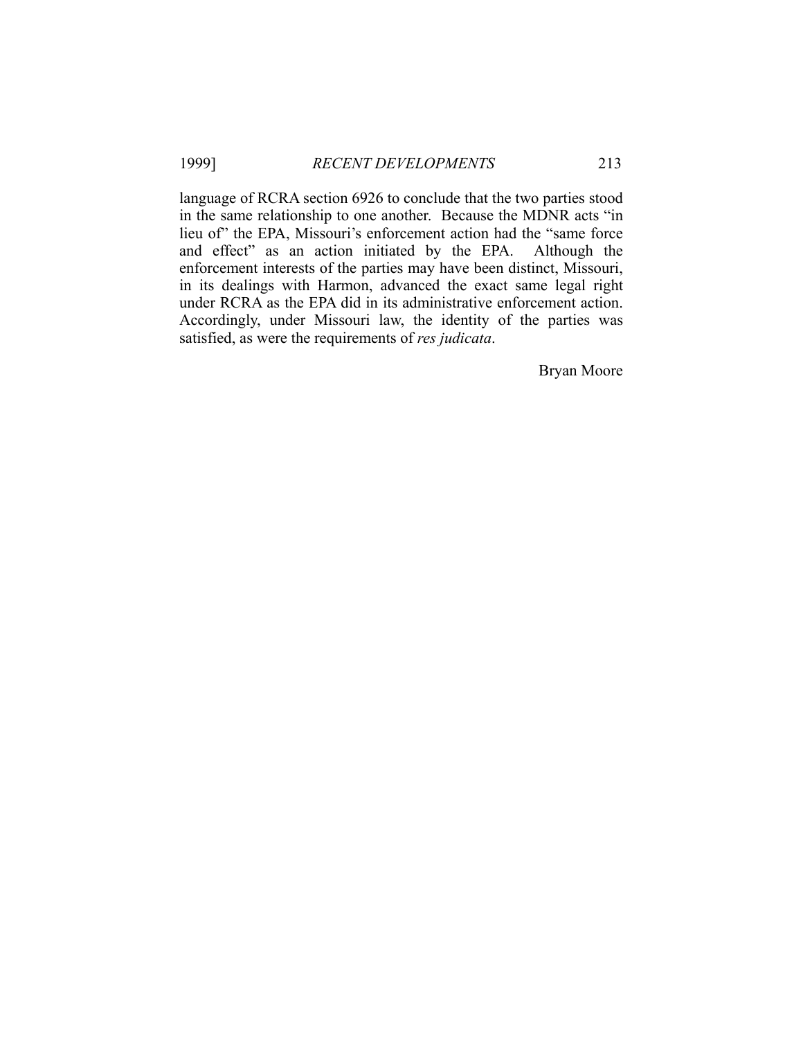language of RCRA section 6926 to conclude that the two parties stood in the same relationship to one another. Because the MDNR acts "in lieu of" the EPA, Missouri's enforcement action had the "same force and effect" as an action initiated by the EPA. Although the enforcement interests of the parties may have been distinct, Missouri, in its dealings with Harmon, advanced the exact same legal right under RCRA as the EPA did in its administrative enforcement action. Accordingly, under Missouri law, the identity of the parties was satisfied, as were the requirements of *res judicata*.

Bryan Moore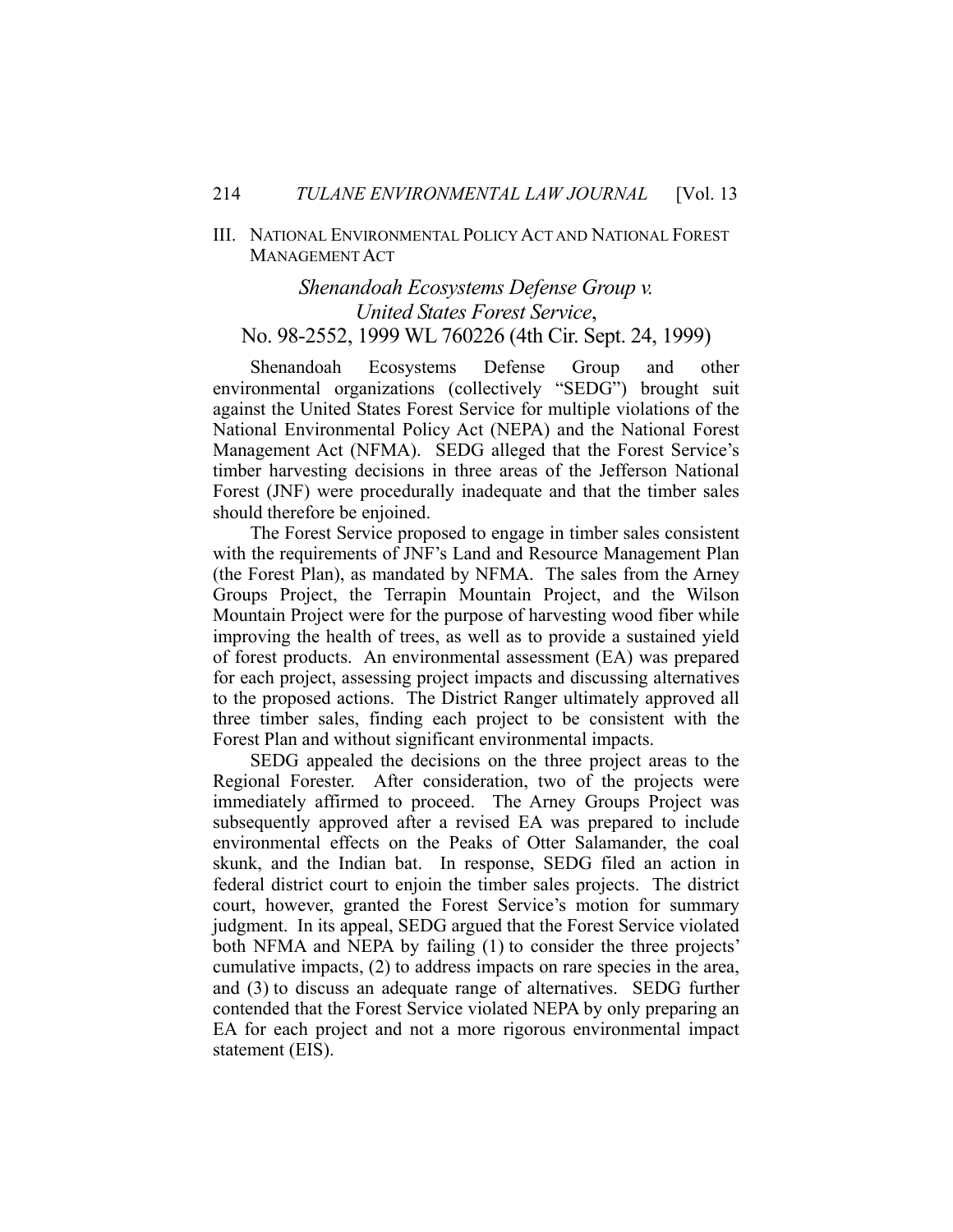## III. National Environmental Policy Act and National Forest Management Act

### *Shenandoah Ecosystems Defense Group v. United States Forest Service*, No. 98-2552, 1999 WL 760226 (4th Cir. Sept. 24, 1999)

Shenandoah Ecosystems Defense Group and other environmental organizations (collectively "SEDG") brought suit against the United States Forest Service for multiple violations of the National Environmental Policy Act (NEPA) and the National Forest Management Act (NFMA). SEDG alleged that the Forest Service's timber harvesting decisions in three areas of the Jefferson National Forest (JNF) were procedurally inadequate and that the timber sales should therefore be enjoined.

The Forest Service proposed to engage in timber sales consistent with the requirements of JNF's Land and Resource Management Plan (the Forest Plan), as mandated by NFMA. The sales from the Arney Groups Project, the Terrapin Mountain Project, and the Wilson Mountain Project were for the purpose of harvesting wood fiber while improving the health of trees, as well as to provide a sustained yield of forest products. An environmental assessment (EA) was prepared for each project, assessing project impacts and discussing alternatives to the proposed actions. The District Ranger ultimately approved all three timber sales, finding each project to be consistent with the Forest Plan and without significant environmental impacts.

SEDG appealed the decisions on the three project areas to the Regional Forester. After consideration, two of the projects were immediately affirmed to proceed. The Arney Groups Project was subsequently approved after a revised EA was prepared to include environmental effects on the Peaks of Otter Salamander, the coal skunk, and the Indian bat. In response, SEDG filed an action in federal district court to enjoin the timber sales projects. The district court, however, granted the Forest Service's motion for summary judgment. In its appeal, SEDG argued that the Forest Service violated both NFMA and NEPA by failing (1) to consider the three projects' cumulative impacts, (2) to address impacts on rare species in the area, and (3) to discuss an adequate range of alternatives. SEDG further contended that the Forest Service violated NEPA by only preparing an EA for each project and not a more rigorous environmental impact statement (EIS).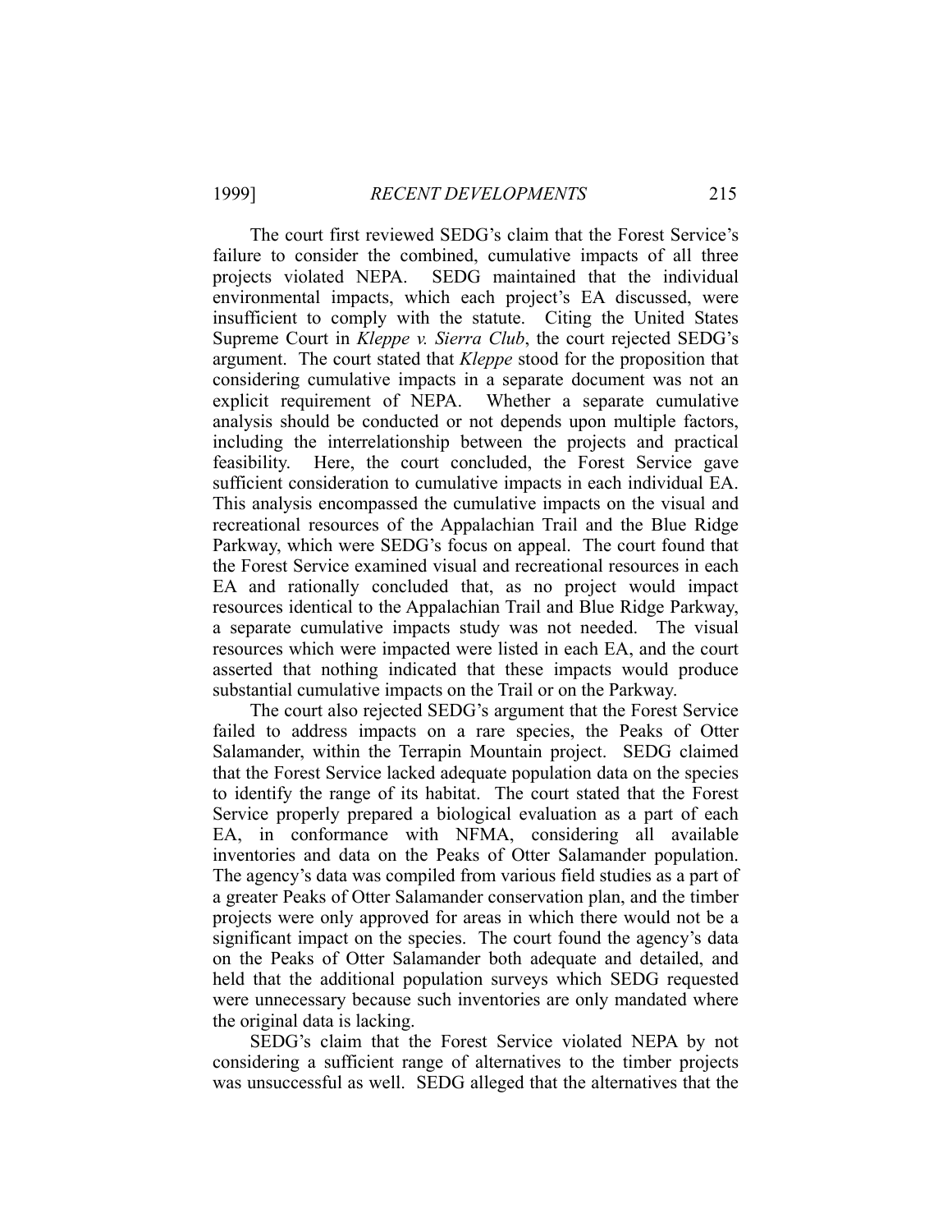The court first reviewed SEDG's claim that the Forest Service's failure to consider the combined, cumulative impacts of all three projects violated NEPA. SEDG maintained that the individual environmental impacts, which each project's EA discussed, were insufficient to comply with the statute. Citing the United States Supreme Court in *Kleppe v. Sierra Club*, the court rejected SEDG's argument. The court stated that *Kleppe* stood for the proposition that considering cumulative impacts in a separate document was not an explicit requirement of NEPA. Whether a separate cumulative analysis should be conducted or not depends upon multiple factors, including the interrelationship between the projects and practical feasibility. Here, the court concluded, the Forest Service gave sufficient consideration to cumulative impacts in each individual EA. This analysis encompassed the cumulative impacts on the visual and recreational resources of the Appalachian Trail and the Blue Ridge Parkway, which were SEDG's focus on appeal. The court found that the Forest Service examined visual and recreational resources in each EA and rationally concluded that, as no project would impact resources identical to the Appalachian Trail and Blue Ridge Parkway, a separate cumulative impacts study was not needed. The visual resources which were impacted were listed in each EA, and the court asserted that nothing indicated that these impacts would produce substantial cumulative impacts on the Trail or on the Parkway.

The court also rejected SEDG's argument that the Forest Service failed to address impacts on a rare species, the Peaks of Otter Salamander, within the Terrapin Mountain project. SEDG claimed that the Forest Service lacked adequate population data on the species to identify the range of its habitat. The court stated that the Forest Service properly prepared a biological evaluation as a part of each EA, in conformance with NFMA, considering all available inventories and data on the Peaks of Otter Salamander population. The agency's data was compiled from various field studies as a part of a greater Peaks of Otter Salamander conservation plan, and the timber projects were only approved for areas in which there would not be a significant impact on the species. The court found the agency's data on the Peaks of Otter Salamander both adequate and detailed, and held that the additional population surveys which SEDG requested were unnecessary because such inventories are only mandated where the original data is lacking.

SEDG's claim that the Forest Service violated NEPA by not considering a sufficient range of alternatives to the timber projects was unsuccessful as well. SEDG alleged that the alternatives that the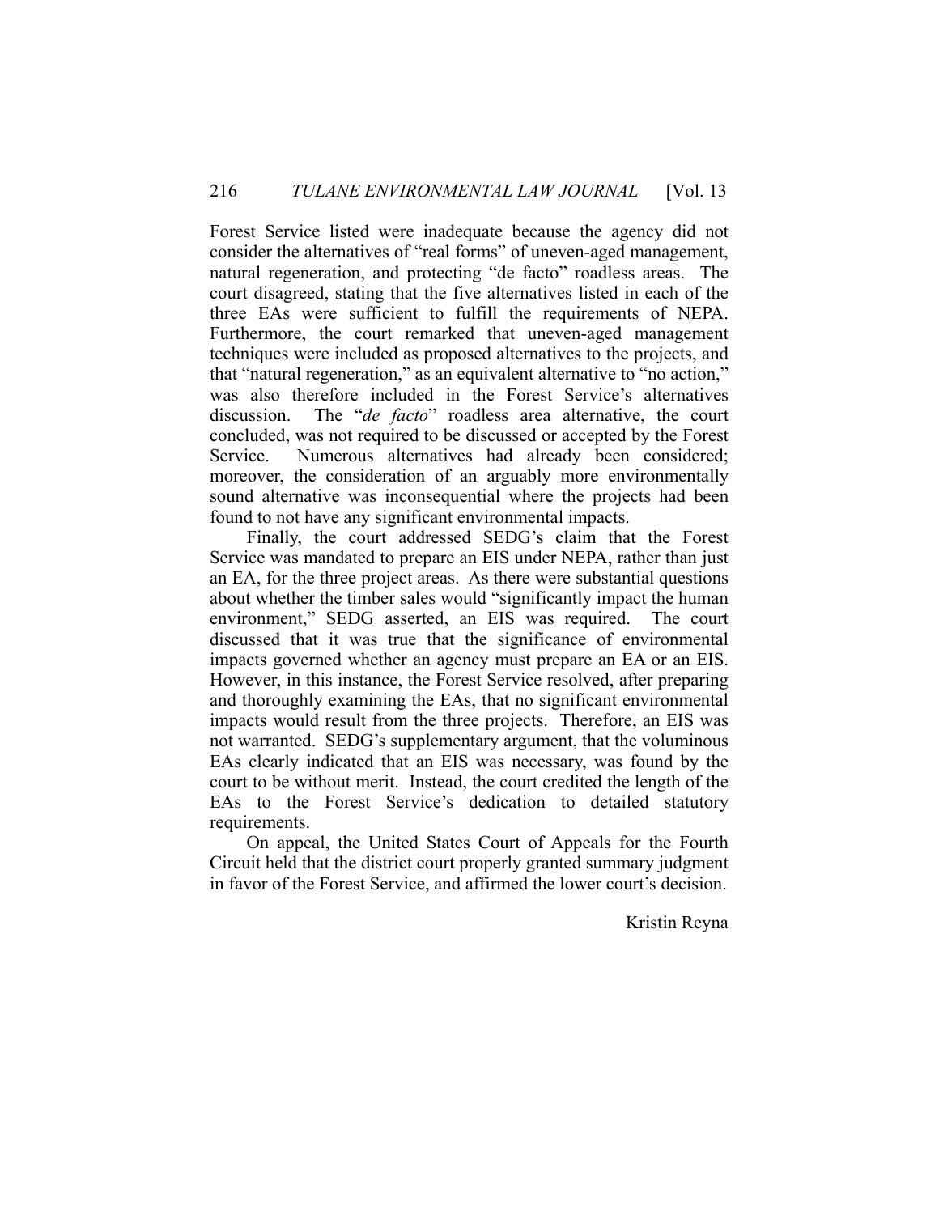Forest Service listed were inadequate because the agency did not consider the alternatives of "real forms" of uneven-aged management, natural regeneration, and protecting "de facto" roadless areas. The court disagreed, stating that the five alternatives listed in each of the three EAs were sufficient to fulfill the requirements of NEPA. Furthermore, the court remarked that uneven-aged management techniques were included as proposed alternatives to the projects, and that "natural regeneration," as an equivalent alternative to "no action," was also therefore included in the Forest Service's alternatives discussion. The "*de facto*" roadless area alternative, the court concluded, was not required to be discussed or accepted by the Forest Service. Numerous alternatives had already been considered; moreover, the consideration of an arguably more environmentally sound alternative was inconsequential where the projects had been found to not have any significant environmental impacts.

Finally, the court addressed SEDG's claim that the Forest Service was mandated to prepare an EIS under NEPA, rather than just an EA, for the three project areas. As there were substantial questions about whether the timber sales would "significantly impact the human environment," SEDG asserted, an EIS was required. The court discussed that it was true that the significance of environmental impacts governed whether an agency must prepare an EA or an EIS. However, in this instance, the Forest Service resolved, after preparing and thoroughly examining the EAs, that no significant environmental impacts would result from the three projects. Therefore, an EIS was not warranted. SEDG's supplementary argument, that the voluminous EAs clearly indicated that an EIS was necessary, was found by the court to be without merit. Instead, the court credited the length of the EAs to the Forest Service's dedication to detailed statutory requirements.

On appeal, the United States Court of Appeals for the Fourth Circuit held that the district court properly granted summary judgment in favor of the Forest Service, and affirmed the lower court's decision.

Kristin Reyna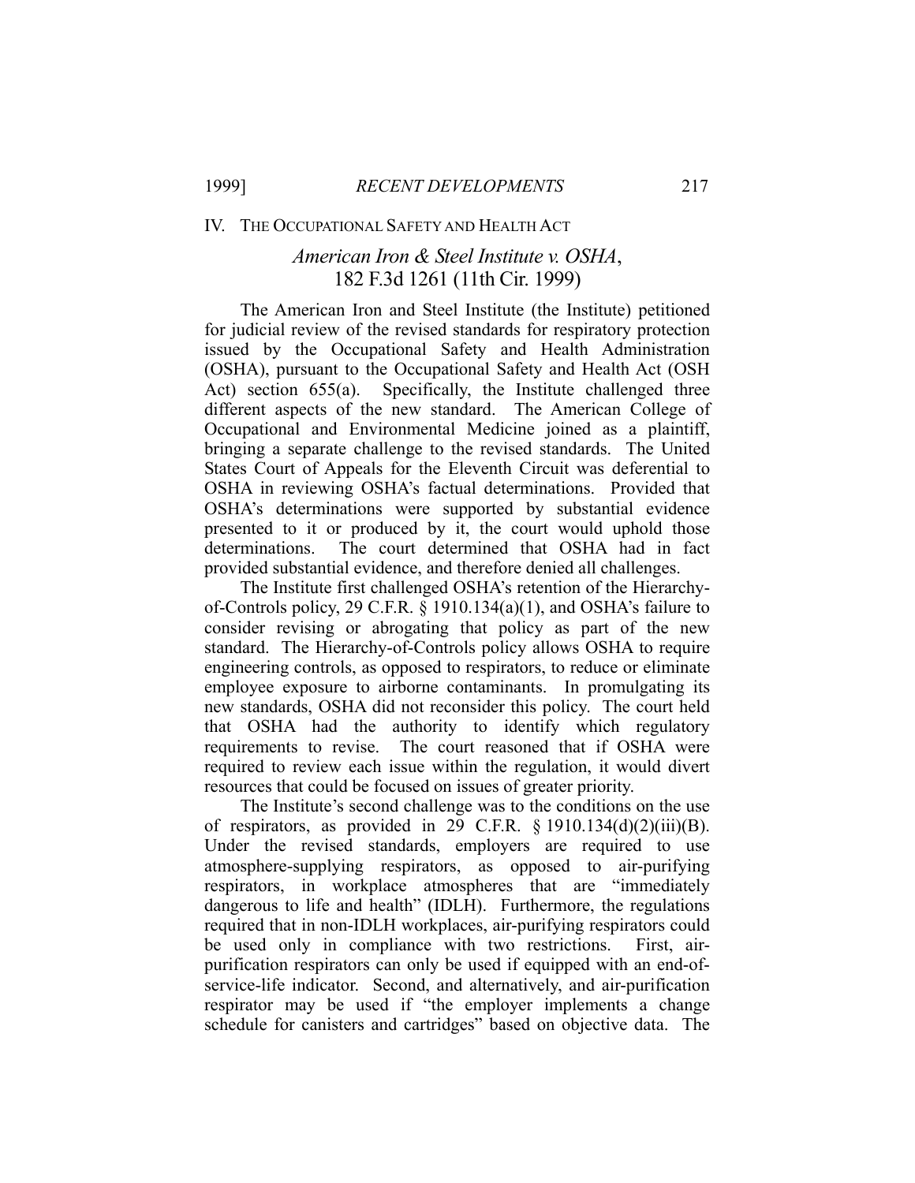## IV. THE OCCUPATIONAL SAFETY AND HEALTH ACT

### *American Iron & Steel Institute v. OSHA*, 182 F.3d 1261 (11th Cir. 1999)

The American Iron and Steel Institute (the Institute) petitioned for judicial review of the revised standards for respiratory protection issued by the Occupational Safety and Health Administration (OSHA), pursuant to the Occupational Safety and Health Act (OSH Act) section 655(a). Specifically, the Institute challenged three different aspects of the new standard. The American College of Occupational and Environmental Medicine joined as a plaintiff, bringing a separate challenge to the revised standards. The United States Court of Appeals for the Eleventh Circuit was deferential to OSHA in reviewing OSHA's factual determinations. Provided that OSHA's determinations were supported by substantial evidence presented to it or produced by it, the court would uphold those determinations. The court determined that OSHA had in fact provided substantial evidence, and therefore denied all challenges.

The Institute first challenged OSHA's retention of the Hierarchy-of-Controls policy, 29 C.F.R. § 1910.134(a)(1), and OSHA's failure to consider revising or abrogating that policy as part of the new standard. The Hierarchy-of-Controls policy allows OSHA to require engineering controls, as opposed to respirators, to reduce or eliminate employee exposure to airborne contaminants. In promulgating its new standards, OSHA did not reconsider this policy. The court held that OSHA had the authority to identify which regulatory requirements to revise. The court reasoned that if OSHA were required to review each issue within the regulation, it would divert resources that could be focused on issues of greater priority.

The Institute's second challenge was to the conditions on the use of respirators, as provided in 29 C.F.R. § 1910.134(d)(2)(iii)(B). Under the revised standards, employers are required to use atmosphere-supplying respirators, as opposed to air-purifying respirators, in workplace atmospheres that are "immediately dangerous to life and health" (IDLH). Furthermore, the regulations required that in non-IDLH workplaces, air-purifying respirators could be used only in compliance with two restrictions. First, air-purification respirators can only be used if equipped with an end-of-service-life indicator. Second, and alternatively, and air-purification respirator may be used if "the employer implements a change schedule for canisters and cartridges" based on objective data. The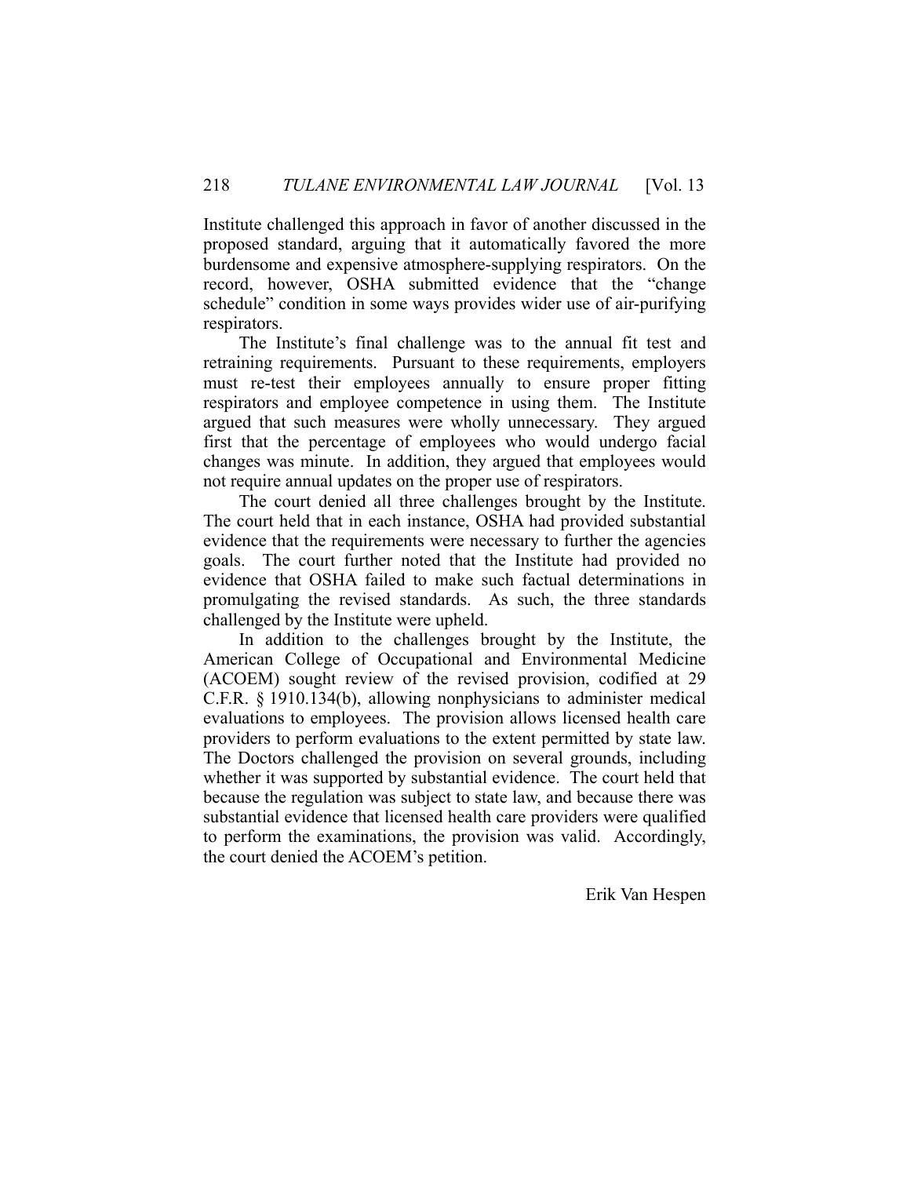Institute challenged this approach in favor of another discussed in the proposed standard, arguing that it automatically favored the more burdensome and expensive atmosphere-supplying respirators. On the record, however, OSHA submitted evidence that the "change schedule" condition in some ways provides wider use of air-purifying respirators.

The Institute's final challenge was to the annual fit test and retraining requirements. Pursuant to these requirements, employers must re-test their employees annually to ensure proper fitting respirators and employee competence in using them. The Institute argued that such measures were wholly unnecessary. They argued first that the percentage of employees who would undergo facial changes was minute. In addition, they argued that employees would not require annual updates on the proper use of respirators.

The court denied all three challenges brought by the Institute. The court held that in each instance, OSHA had provided substantial evidence that the requirements were necessary to further the agencies goals. The court further noted that the Institute had provided no evidence that OSHA failed to make such factual determinations in promulgating the revised standards. As such, the three standards challenged by the Institute were upheld.

In addition to the challenges brought by the Institute, the American College of Occupational and Environmental Medicine (ACOEM) sought review of the revised provision, codified at 29 C.F.R. § 1910.134(b), allowing nonphysicians to administer medical evaluations to employees. The provision allows licensed health care providers to perform evaluations to the extent permitted by state law. The Doctors challenged the provision on several grounds, including whether it was supported by substantial evidence. The court held that because the regulation was subject to state law, and because there was substantial evidence that licensed health care providers were qualified to perform the examinations, the provision was valid. Accordingly, the court denied the ACOEM's petition.

Erik Van Hespen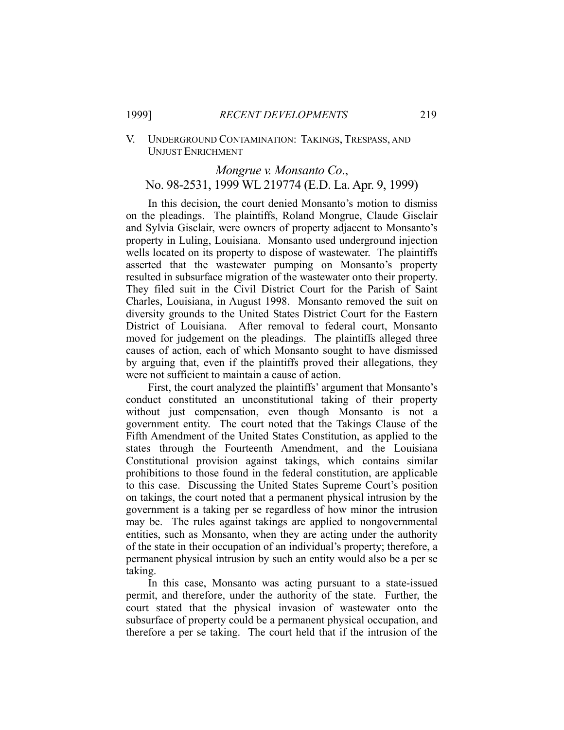## V. UNDERGROUND CONTAMINATION: TAKINGS, TRESPASS, AND UNJUST ENRICHMENT

### *Mongrue v. Monsanto Co.*, No. 98-2531, 1999 WL 219774 (E.D. La. Apr. 9, 1999)

In this decision, the court denied Monsanto's motion to dismiss on the pleadings. The plaintiffs, Roland Mongrue, Claude Gisclair and Sylvia Gisclair, were owners of property adjacent to Monsanto's property in Luling, Louisiana. Monsanto used underground injection wells located on its property to dispose of wastewater. The plaintiffs asserted that the wastewater pumping on Monsanto's property resulted in subsurface migration of the wastewater onto their property. They filed suit in the Civil District Court for the Parish of Saint Charles, Louisiana, in August 1998. Monsanto removed the suit on diversity grounds to the United States District Court for the Eastern District of Louisiana. After removal to federal court, Monsanto moved for judgement on the pleadings. The plaintiffs alleged three causes of action, each of which Monsanto sought to have dismissed by arguing that, even if the plaintiffs proved their allegations, they were not sufficient to maintain a cause of action.

First, the court analyzed the plaintiffs' argument that Monsanto's conduct constituted an unconstitutional taking of their property without just compensation, even though Monsanto is not a government entity. The court noted that the Takings Clause of the Fifth Amendment of the United States Constitution, as applied to the states through the Fourteenth Amendment, and the Louisiana Constitutional provision against takings, which contains similar prohibitions to those found in the federal constitution, are applicable to this case. Discussing the United States Supreme Court's position on takings, the court noted that a permanent physical intrusion by the government is a taking per se regardless of how minor the intrusion may be. The rules against takings are applied to nongovernmental entities, such as Monsanto, when they are acting under the authority of the state in their occupation of an individual's property; therefore, a permanent physical intrusion by such an entity would also be a per se taking.

In this case, Monsanto was acting pursuant to a state-issued permit, and therefore, under the authority of the state. Further, the court stated that the physical invasion of wastewater onto the subsurface of property could be a permanent physical occupation, and therefore a per se taking. The court held that if the intrusion of the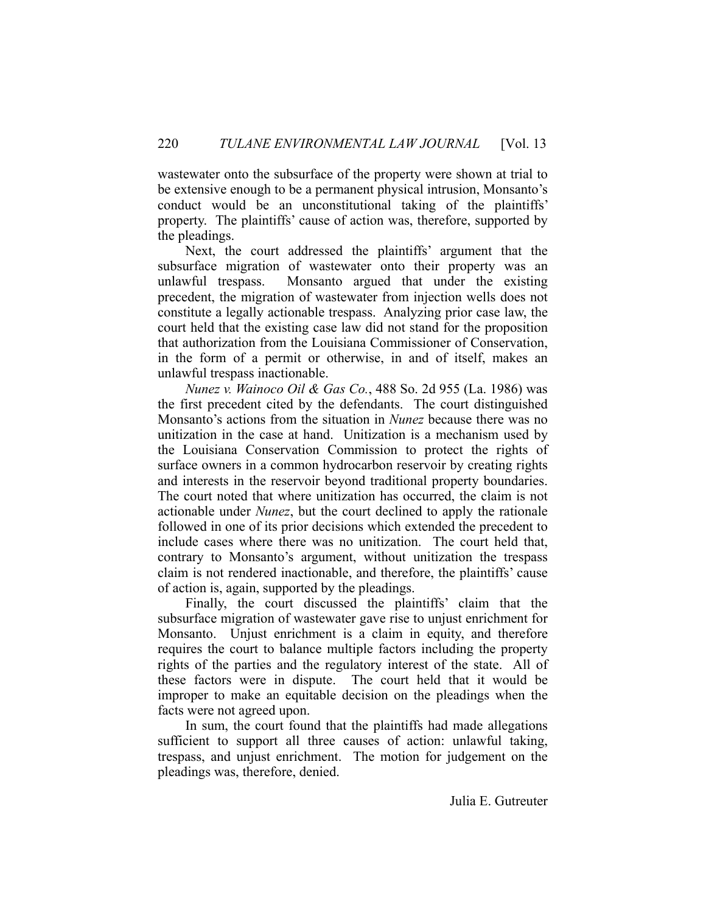wastewater onto the subsurface of the property were shown at trial to be extensive enough to be a permanent physical intrusion, Monsanto's conduct would be an unconstitutional taking of the plaintiffs' property. The plaintiffs' cause of action was, therefore, supported by the pleadings.

Next, the court addressed the plaintiffs' argument that the subsurface migration of wastewater onto their property was an unlawful trespass. Monsanto argued that under the existing precedent, the migration of wastewater from injection wells does not constitute a legally actionable trespass. Analyzing prior case law, the court held that the existing case law did not stand for the proposition that authorization from the Louisiana Commissioner of Conservation, in the form of a permit or otherwise, in and of itself, makes an unlawful trespass inactionable.

*Nunez v. Wainoco Oil & Gas Co.*, 488 So. 2d 955 (La. 1986) was the first precedent cited by the defendants. The court distinguished Monsanto's actions from the situation in *Nunez* because there was no unitization in the case at hand. Unitization is a mechanism used by the Louisiana Conservation Commission to protect the rights of surface owners in a common hydrocarbon reservoir by creating rights and interests in the reservoir beyond traditional property boundaries. The court noted that where unitization has occurred, the claim is not actionable under *Nunez*, but the court declined to apply the rationale followed in one of its prior decisions which extended the precedent to include cases where there was no unitization. The court held that, contrary to Monsanto's argument, without unitization the trespass claim is not rendered inactionable, and therefore, the plaintiffs' cause of action is, again, supported by the pleadings.

Finally, the court discussed the plaintiffs' claim that the subsurface migration of wastewater gave rise to unjust enrichment for Monsanto. Unjust enrichment is a claim in equity, and therefore requires the court to balance multiple factors including the property rights of the parties and the regulatory interest of the state. All of these factors were in dispute. The court held that it would be improper to make an equitable decision on the pleadings when the facts were not agreed upon.

In sum, the court found that the plaintiffs had made allegations sufficient to support all three causes of action: unlawful taking, trespass, and unjust enrichment. The motion for judgement on the pleadings was, therefore, denied.

Julia E. Gutreuter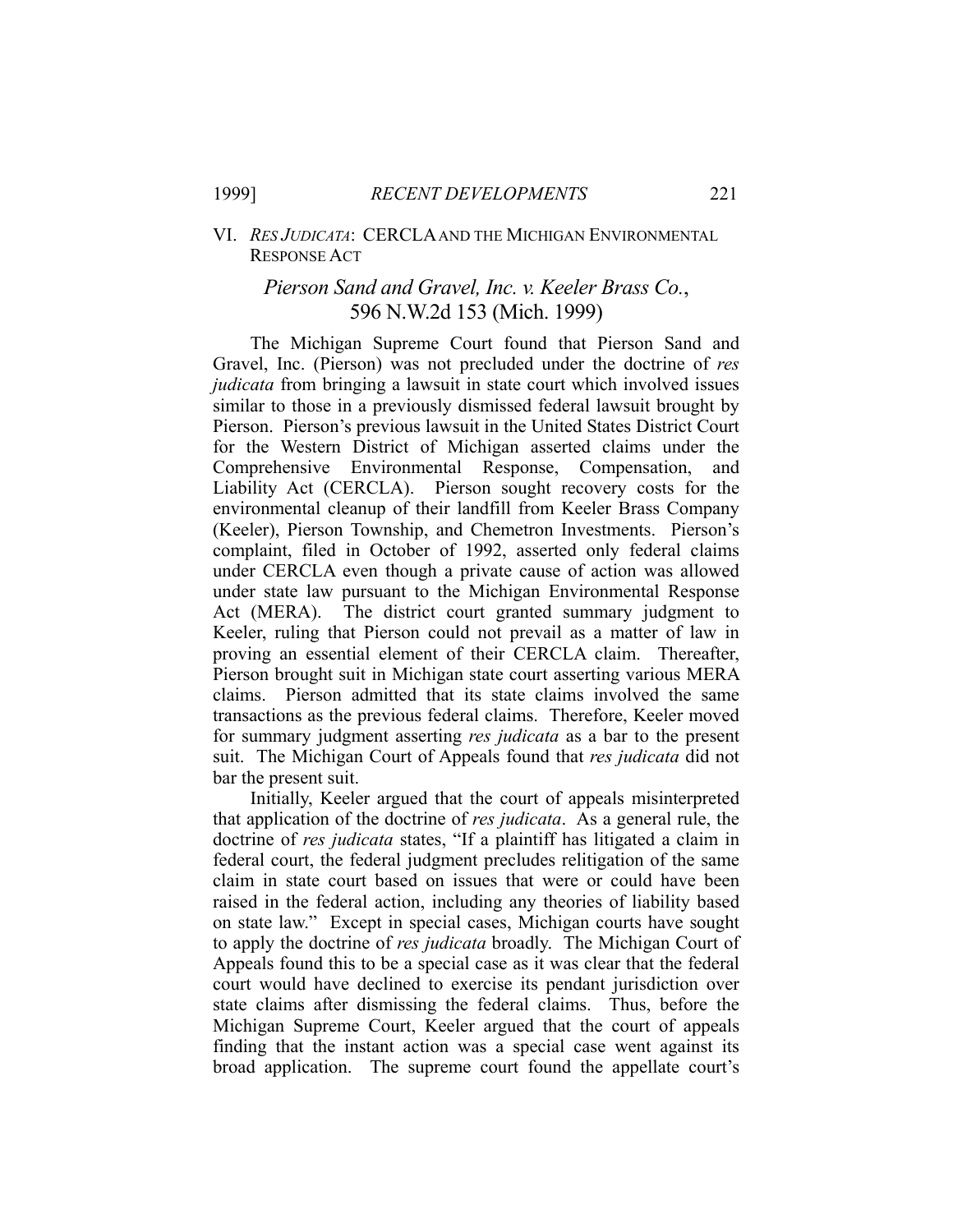## VI. *RES JUDICATA*: CERCLA AND THE MICHIGAN ENVIRONMENTAL RESPONSE ACT

### *Pierson Sand and Gravel, Inc. v. Keeler Brass Co.*, 596 N.W.2d 153 (Mich. 1999)

The Michigan Supreme Court found that Pierson Sand and Gravel, Inc. (Pierson) was not precluded under the doctrine of *res judicata* from bringing a lawsuit in state court which involved issues similar to those in a previously dismissed federal lawsuit brought by Pierson. Pierson's previous lawsuit in the United States District Court for the Western District of Michigan asserted claims under the Comprehensive Environmental Response, Compensation, and Liability Act (CERCLA). Pierson sought recovery costs for the environmental cleanup of their landfill from Keeler Brass Company (Keeler), Pierson Township, and Chemetron Investments. Pierson's complaint, filed in October of 1992, asserted only federal claims under CERCLA even though a private cause of action was allowed under state law pursuant to the Michigan Environmental Response Act (MERA). The district court granted summary judgment to Keeler, ruling that Pierson could not prevail as a matter of law in proving an essential element of their CERCLA claim. Thereafter, Pierson brought suit in Michigan state court asserting various MERA claims. Pierson admitted that its state claims involved the same transactions as the previous federal claims. Therefore, Keeler moved for summary judgment asserting *res judicata* as a bar to the present suit. The Michigan Court of Appeals found that *res judicata* did not bar the present suit.

Initially, Keeler argued that the court of appeals misinterpreted that application of the doctrine of *res judicata*. As a general rule, the doctrine of *res judicata* states, "If a plaintiff has litigated a claim in federal court, the federal judgment precludes relitigation of the same claim in state court based on issues that were or could have been raised in the federal action, including any theories of liability based on state law." Except in special cases, Michigan courts have sought to apply the doctrine of *res judicata* broadly. The Michigan Court of Appeals found this to be a special case as it was clear that the federal court would have declined to exercise its pendant jurisdiction over state claims after dismissing the federal claims. Thus, before the Michigan Supreme Court, Keeler argued that the court of appeals finding that the instant action was a special case went against its broad application. The supreme court found the appellate court's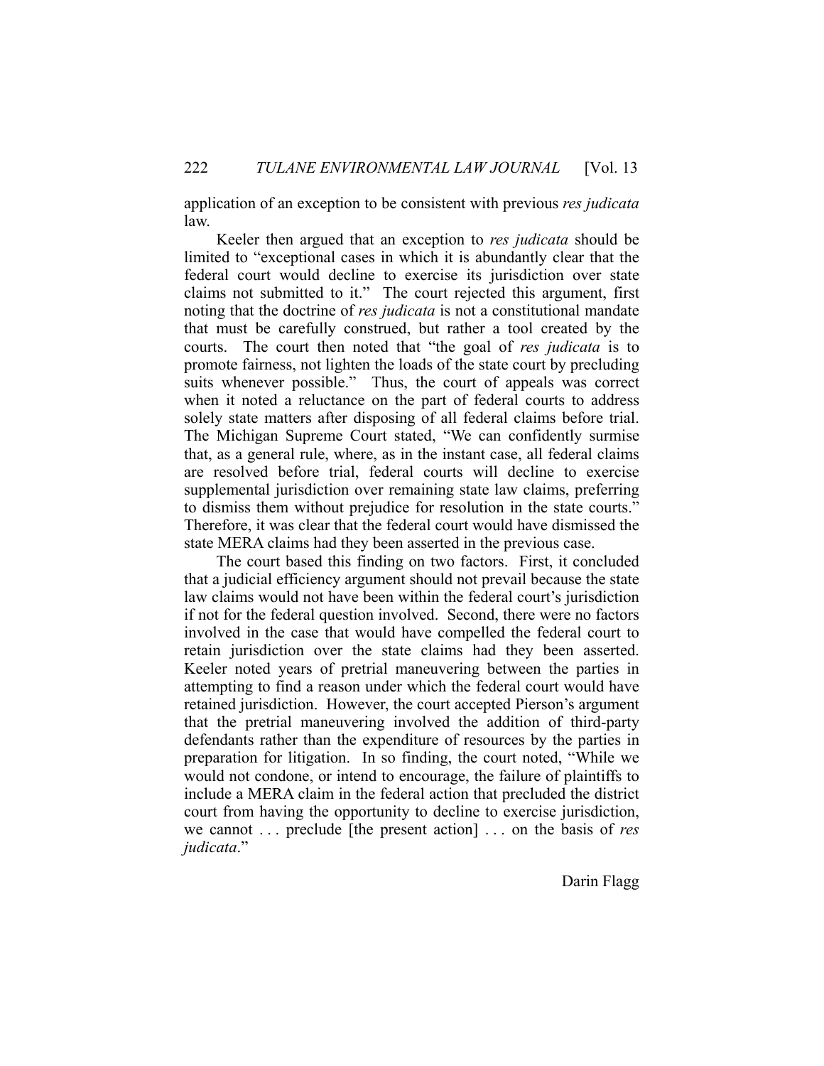application of an exception to be consistent with previous *res judicata* law.

Keeler then argued that an exception to *res judicata* should be limited to "exceptional cases in which it is abundantly clear that the federal court would decline to exercise its jurisdiction over state claims not submitted to it." The court rejected this argument, first noting that the doctrine of *res judicata* is not a constitutional mandate that must be carefully construed, but rather a tool created by the courts. The court then noted that "the goal of *res judicata* is to promote fairness, not lighten the loads of the state court by precluding suits whenever possible." Thus, the court of appeals was correct when it noted a reluctance on the part of federal courts to address solely state matters after disposing of all federal claims before trial. The Michigan Supreme Court stated, "We can confidently surmise that, as a general rule, where, as in the instant case, all federal claims are resolved before trial, federal courts will decline to exercise supplemental jurisdiction over remaining state law claims, preferring to dismiss them without prejudice for resolution in the state courts." Therefore, it was clear that the federal court would have dismissed the state MERA claims had they been asserted in the previous case.

The court based this finding on two factors. First, it concluded that a judicial efficiency argument should not prevail because the state law claims would not have been within the federal court's jurisdiction if not for the federal question involved. Second, there were no factors involved in the case that would have compelled the federal court to retain jurisdiction over the state claims had they been asserted. Keeler noted years of pretrial maneuvering between the parties in attempting to find a reason under which the federal court would have retained jurisdiction. However, the court accepted Pierson's argument that the pretrial maneuvering involved the addition of third-party defendants rather than the expenditure of resources by the parties in preparation for litigation. In so finding, the court noted, "While we would not condone, or intend to encourage, the failure of plaintiffs to include a MERA claim in the federal action that precluded the district court from having the opportunity to decline to exercise jurisdiction, we cannot . . . preclude [the present action] . . . on the basis of *res judicata*."

Darin Flagg